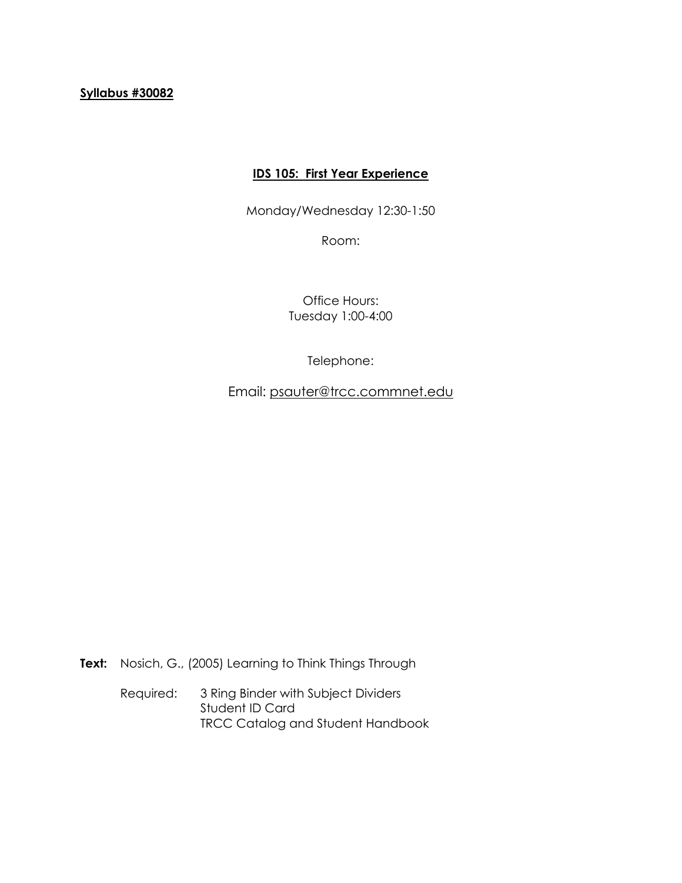**Syllabus #30082**

## IDS 105: First Year Experience

Monday/Wednesday 12:30-1:50

Room:

Office Hours:
Tuesday 1:00-4:00

Telephone:

Email: psauter@trcc.commnet.edu

**Text:** Nosich, G., (2005) Learning to Think Things Through

Required: 3 Ring Binder with Subject Dividers
Student ID Card
TRCC Catalog and Student Handbook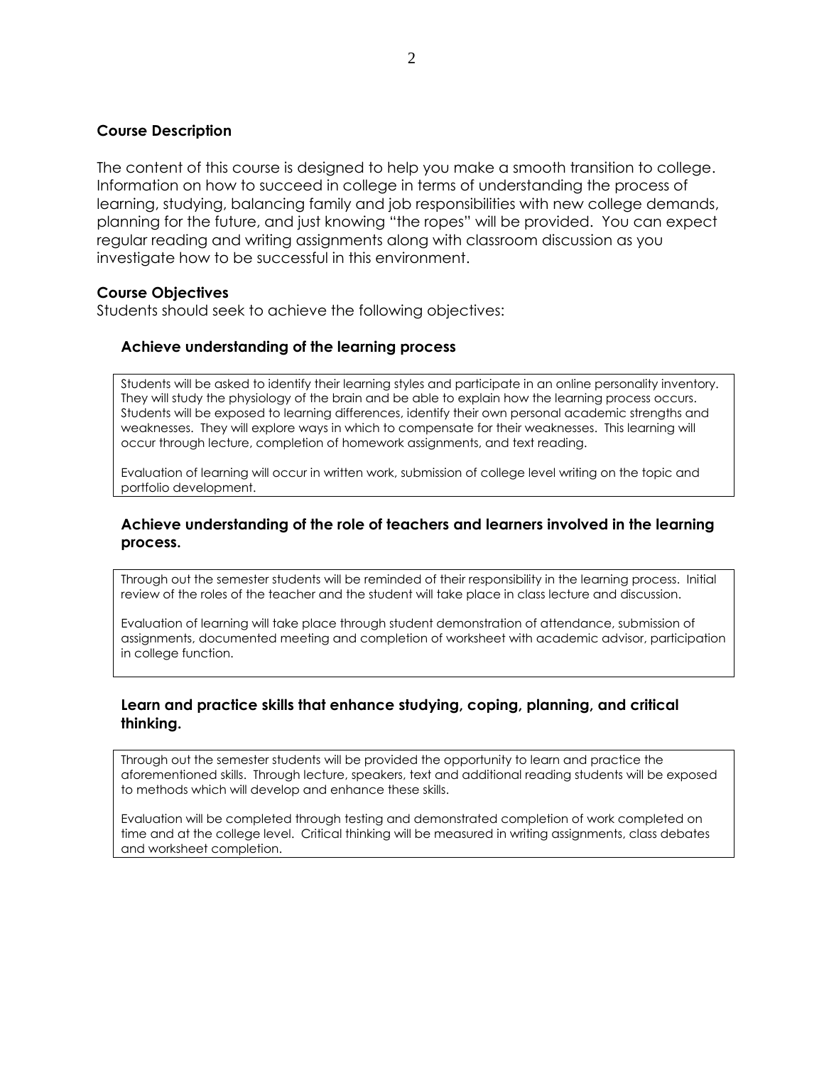## Course Description

The content of this course is designed to help you make a smooth transition to college. Information on how to succeed in college in terms of understanding the process of learning, studying, balancing family and job responsibilities with new college demands, planning for the future, and just knowing "the ropes" will be provided. You can expect regular reading and writing assignments along with classroom discussion as you investigate how to be successful in this environment.

## Course Objectives

Students should seek to achieve the following objectives:

### Achieve understanding of the learning process

Students will be asked to identify their learning styles and participate in an online personality inventory. They will study the physiology of the brain and be able to explain how the learning process occurs. Students will be exposed to learning differences, identify their own personal academic strengths and weaknesses. They will explore ways in which to compensate for their weaknesses. This learning will occur through lecture, completion of homework assignments, and text reading.

Evaluation of learning will occur in written work, submission of college level writing on the topic and portfolio development.

### Achieve understanding of the role of teachers and learners involved in the learning process.

Through out the semester students will be reminded of their responsibility in the learning process. Initial review of the roles of the teacher and the student will take place in class lecture and discussion.

Evaluation of learning will take place through student demonstration of attendance, submission of assignments, documented meeting and completion of worksheet with academic advisor, participation in college function.

### Learn and practice skills that enhance studying, coping, planning, and critical thinking.

Through out the semester students will be provided the opportunity to learn and practice the aforementioned skills. Through lecture, speakers, text and additional reading students will be exposed to methods which will develop and enhance these skills.

Evaluation will be completed through testing and demonstrated completion of work completed on time and at the college level. Critical thinking will be measured in writing assignments, class debates and worksheet completion.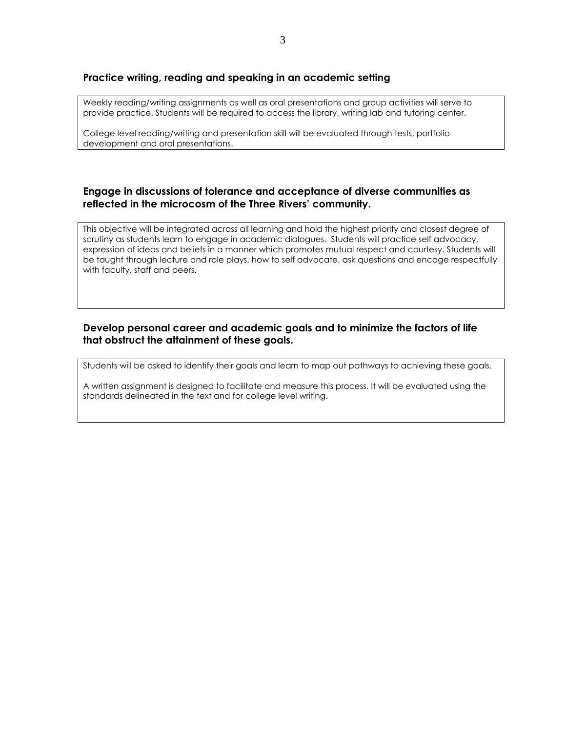### Practice writing, reading and speaking in an academic setting

Weekly reading/writing assignments as well as oral presentations and group activities will serve to provide practice. Students will be required to access the library, writing lab and tutoring center.

College level reading/writing and presentation skill will be evaluated through tests, portfolio development and oral presentations.

### Engage in discussions of tolerance and acceptance of diverse communities as reflected in the microcosm of the Three Rivers' community.

This objective will be integrated across all learning and hold the highest priority and closest degree of scrutiny as students learn to engage in academic dialogues. Students will practice self advocacy, expression of ideas and beliefs in a manner which promotes mutual respect and courtesy. Students will be taught through lecture and role plays, how to self advocate, ask questions and encage respectfully with faculty, staff and peers.

### Develop personal career and academic goals and to minimize the factors of life that obstruct the attainment of these goals.

Students will be asked to identify their goals and learn to map out pathways to achieving these goals.

A written assignment is designed to facilitate and measure this process. It will be evaluated using the standards delineated in the text and for college level writing.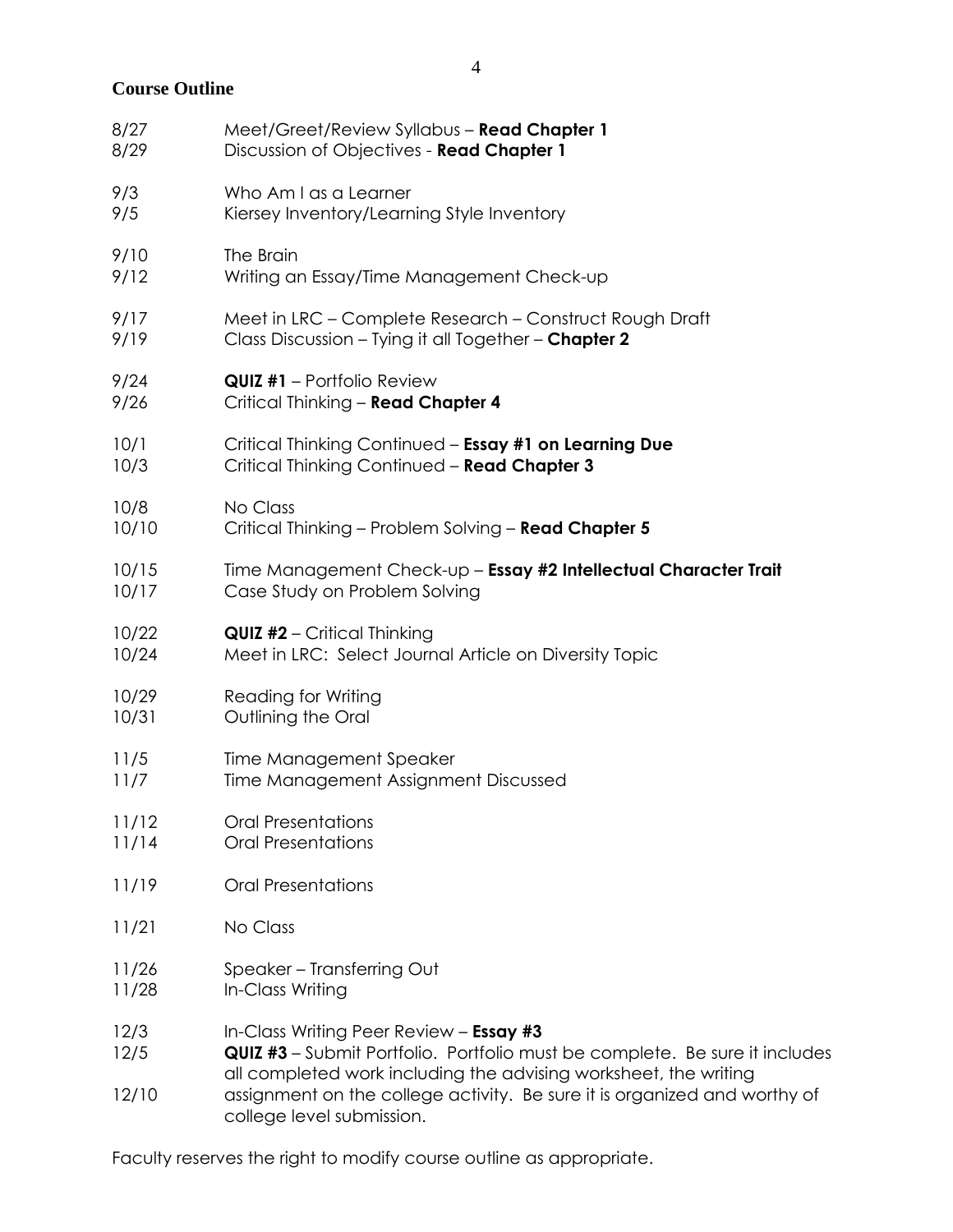**Course Outline**

| | |
|---|---|
| 8/27 | Meet/Greet/Review Syllabus – **Read Chapter 1** |
| 8/29 | Discussion of Objectives - **Read Chapter 1** |
| 9/3 | Who Am I as a Learner |
| 9/5 | Kiersey Inventory/Learning Style Inventory |
| 9/10 | The Brain |
| 9/12 | Writing an Essay/Time Management Check-up |
| 9/17 | Meet in LRC – Complete Research – Construct Rough Draft |
| 9/19 | Class Discussion – Tying it all Together – **Chapter 2** |
| 9/24 | **QUIZ #1** – Portfolio Review |
| 9/26 | Critical Thinking – **Read Chapter 4** |
| 10/1 | Critical Thinking Continued – **Essay #1 on Learning Due** |
| 10/3 | Critical Thinking Continued – **Read Chapter 3** |
| 10/8 | No Class |
| 10/10 | Critical Thinking – Problem Solving – **Read Chapter 5** |
| 10/15 | Time Management Check-up – **Essay #2 Intellectual Character Trait** |
| 10/17 | Case Study on Problem Solving |
| 10/22 | **QUIZ #2** – Critical Thinking |
| 10/24 | Meet in LRC: Select Journal Article on Diversity Topic |
| 10/29 | Reading for Writing |
| 10/31 | Outlining the Oral |
| 11/5 | Time Management Speaker |
| 11/7 | Time Management Assignment Discussed |
| 11/12 | Oral Presentations |
| 11/14 | Oral Presentations |
| 11/19 | Oral Presentations |
| 11/21 | No Class |
| 11/26 | Speaker – Transferring Out |
| 11/28 | In-Class Writing |
| 12/3 | In-Class Writing Peer Review – **Essay #3** |
| 12/5<br>12/10 | **QUIZ #3** – Submit Portfolio. Portfolio must be complete. Be sure it includes all completed work including the advising worksheet, the writing assignment on the college activity. Be sure it is organized and worthy of college level submission. |

Faculty reserves the right to modify course outline as appropriate.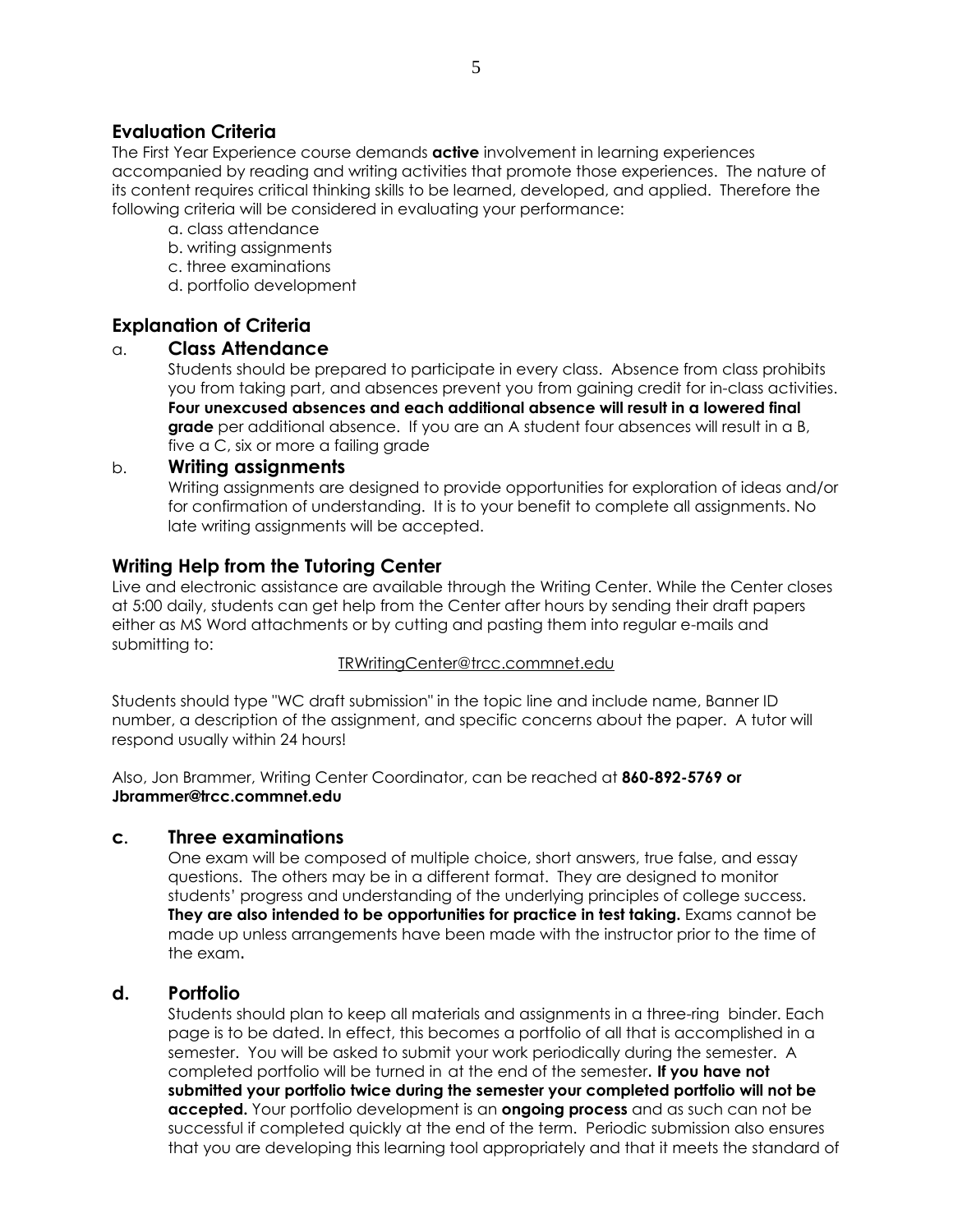## Evaluation Criteria

The First Year Experience course demands **active** involvement in learning experiences accompanied by reading and writing activities that promote those experiences. The nature of its content requires critical thinking skills to be learned, developed, and applied. Therefore the following criteria will be considered in evaluating your performance:

a. class attendance
b. writing assignments
c. three examinations
d. portfolio development

## Explanation of Criteria

### a. Class Attendance

Students should be prepared to participate in every class. Absence from class prohibits you from taking part, and absences prevent you from gaining credit for in-class activities. **Four unexcused absences and each additional absence will result in a lowered final grade** per additional absence. If you are an A student four absences will result in a B, five a C, six or more a failing grade

### b. Writing assignments

Writing assignments are designed to provide opportunities for exploration of ideas and/or for confirmation of understanding. It is to your benefit to complete all assignments. No late writing assignments will be accepted.

## Writing Help from the Tutoring Center

Live and electronic assistance are available through the Writing Center. While the Center closes at 5:00 daily, students can get help from the Center after hours by sending their draft papers either as MS Word attachments or by cutting and pasting them into regular e-mails and submitting to:

TRWritingCenter@trcc.commnet.edu

Students should type "WC draft submission" in the topic line and include name, Banner ID number, a description of the assignment, and specific concerns about the paper. A tutor will respond usually within 24 hours!

Also, Jon Brammer, Writing Center Coordinator, can be reached at **860-892-5769 or Jbrammer@trcc.commnet.edu**

### c. Three examinations

One exam will be composed of multiple choice, short answers, true false, and essay questions. The others may be in a different format. They are designed to monitor students' progress and understanding of the underlying principles of college success. **They are also intended to be opportunities for practice in test taking.** Exams cannot be made up unless arrangements have been made with the instructor prior to the time of the exam.

### d. Portfolio

Students should plan to keep all materials and assignments in a three-ring binder. Each page is to be dated. In effect, this becomes a portfolio of all that is accomplished in a semester. You will be asked to submit your work periodically during the semester. A completed portfolio will be turned in at the end of the semester. **If you have not submitted your portfolio twice during the semester your completed portfolio will not be accepted.** Your portfolio development is an **ongoing process** and as such can not be successful if completed quickly at the end of the term. Periodic submission also ensures that you are developing this learning tool appropriately and that it meets the standard of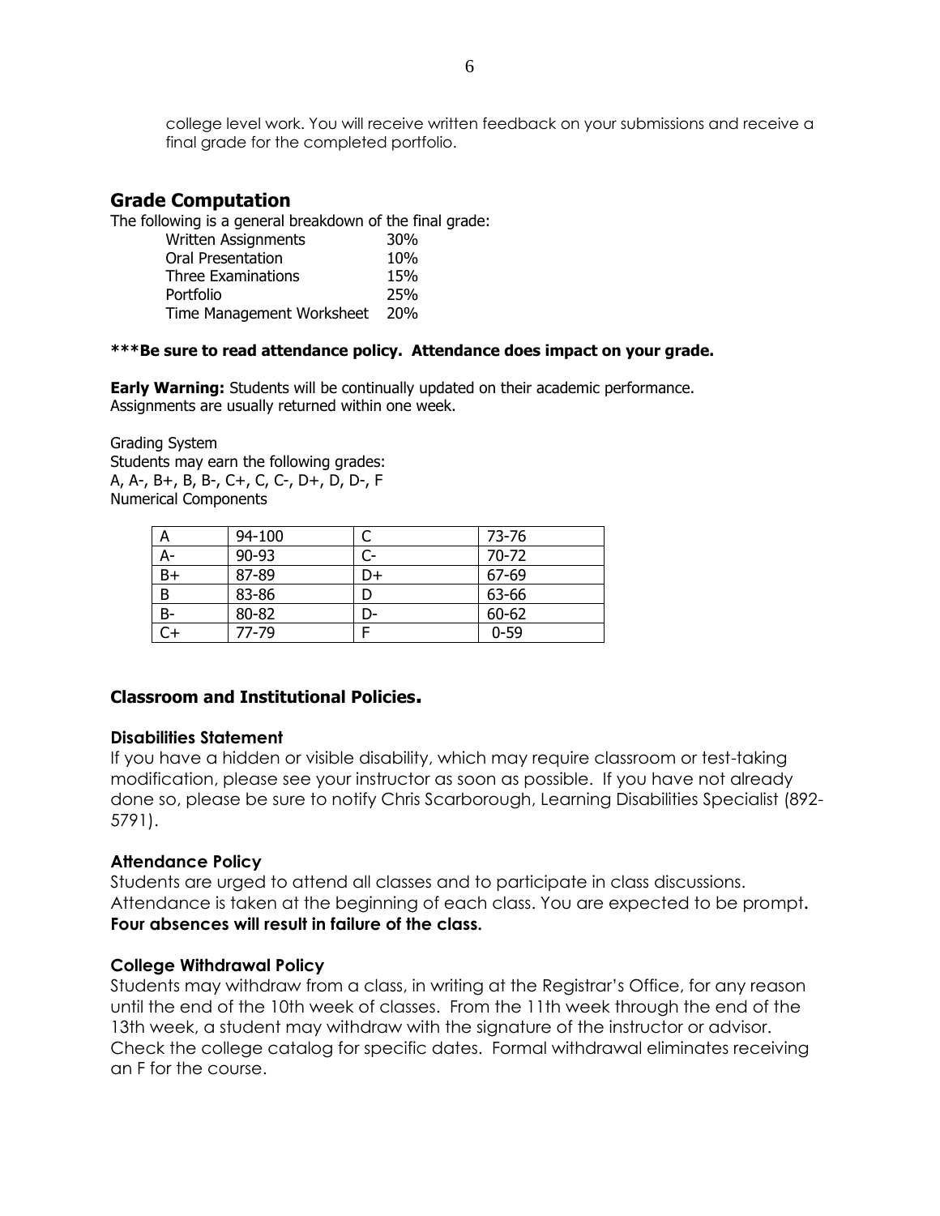college level work. You will receive written feedback on your submissions and receive a final grade for the completed portfolio.

## Grade Computation

The following is a general breakdown of the final grade:

| | |
|---|---|
| Written Assignments | 30% |
| Oral Presentation | 10% |
| Three Examinations | 15% |
| Portfolio | 25% |
| Time Management Worksheet | 20% |

**\*\*\*Be sure to read attendance policy. Attendance does impact on your grade.**

**Early Warning:** Students will be continually updated on their academic performance. Assignments are usually returned within one week.

Grading System
Students may earn the following grades:
A, A-, B+, B, B-, C+, C, C-, D+, D, D-, F
Numerical Components

| | | | |
|---|---|---|---|
| A | 94-100 | C | 73-76 |
| A- | 90-93 | C- | 70-72 |
| B+ | 87-89 | D+ | 67-69 |
| B | 83-86 | D | 63-66 |
| B- | 80-82 | D- | 60-62 |
| C+ | 77-79 | F | 0-59 |

## Classroom and Institutional Policies.

### Disabilities Statement

If you have a hidden or visible disability, which may require classroom or test-taking modification, please see your instructor as soon as possible. If you have not already done so, please be sure to notify Chris Scarborough, Learning Disabilities Specialist (892-5791).

### Attendance Policy

Students are urged to attend all classes and to participate in class discussions. Attendance is taken at the beginning of each class. You are expected to be prompt**.** **Four absences will result in failure of the class.**

### College Withdrawal Policy

Students may withdraw from a class, in writing at the Registrar's Office, for any reason until the end of the 10th week of classes. From the 11th week through the end of the 13th week, a student may withdraw with the signature of the instructor or advisor. Check the college catalog for specific dates. Formal withdrawal eliminates receiving an F for the course.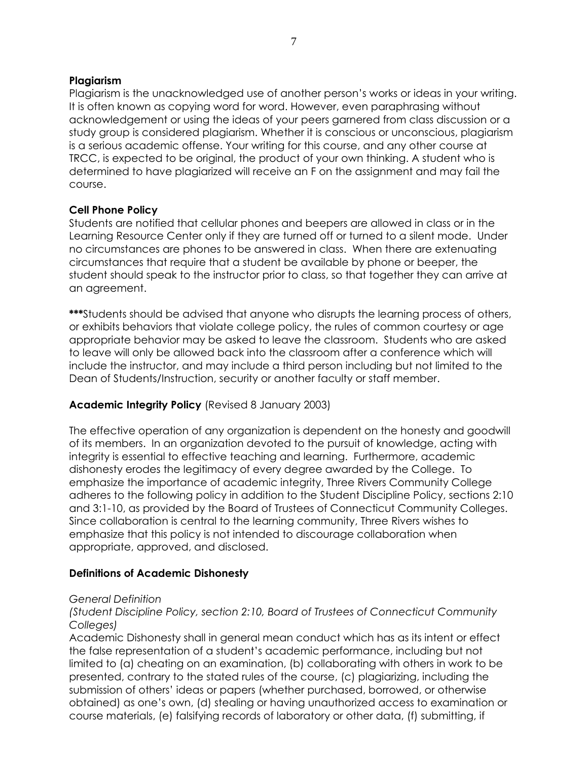**Plagiarism**

Plagiarism is the unacknowledged use of another person's works or ideas in your writing. It is often known as copying word for word. However, even paraphrasing without acknowledgement or using the ideas of your peers garnered from class discussion or a study group is considered plagiarism. Whether it is conscious or unconscious, plagiarism is a serious academic offense. Your writing for this course, and any other course at TRCC, is expected to be original, the product of your own thinking. A student who is determined to have plagiarized will receive an F on the assignment and may fail the course.

**Cell Phone Policy**

Students are notified that cellular phones and beepers are allowed in class or in the Learning Resource Center only if they are turned off or turned to a silent mode. Under no circumstances are phones to be answered in class. When there are extenuating circumstances that require that a student be available by phone or beeper, the student should speak to the instructor prior to class, so that together they can arrive at an agreement.

**\*\*\***Students should be advised that anyone who disrupts the learning process of others, or exhibits behaviors that violate college policy, the rules of common courtesy or age appropriate behavior may be asked to leave the classroom. Students who are asked to leave will only be allowed back into the classroom after a conference which will include the instructor, and may include a third person including but not limited to the Dean of Students/Instruction, security or another faculty or staff member.

**Academic Integrity Policy** (Revised 8 January 2003)

The effective operation of any organization is dependent on the honesty and goodwill of its members. In an organization devoted to the pursuit of knowledge, acting with integrity is essential to effective teaching and learning. Furthermore, academic dishonesty erodes the legitimacy of every degree awarded by the College. To emphasize the importance of academic integrity, Three Rivers Community College adheres to the following policy in addition to the Student Discipline Policy, sections 2:10 and 3:1-10, as provided by the Board of Trustees of Connecticut Community Colleges. Since collaboration is central to the learning community, Three Rivers wishes to emphasize that this policy is not intended to discourage collaboration when appropriate, approved, and disclosed.

**Definitions of Academic Dishonesty**

*General Definition*
*(Student Discipline Policy, section 2:10, Board of Trustees of Connecticut Community Colleges)*
Academic Dishonesty shall in general mean conduct which has as its intent or effect the false representation of a student's academic performance, including but not limited to (a) cheating on an examination, (b) collaborating with others in work to be presented, contrary to the stated rules of the course, (c) plagiarizing, including the submission of others' ideas or papers (whether purchased, borrowed, or otherwise obtained) as one's own, (d) stealing or having unauthorized access to examination or course materials, (e) falsifying records of laboratory or other data, (f) submitting, if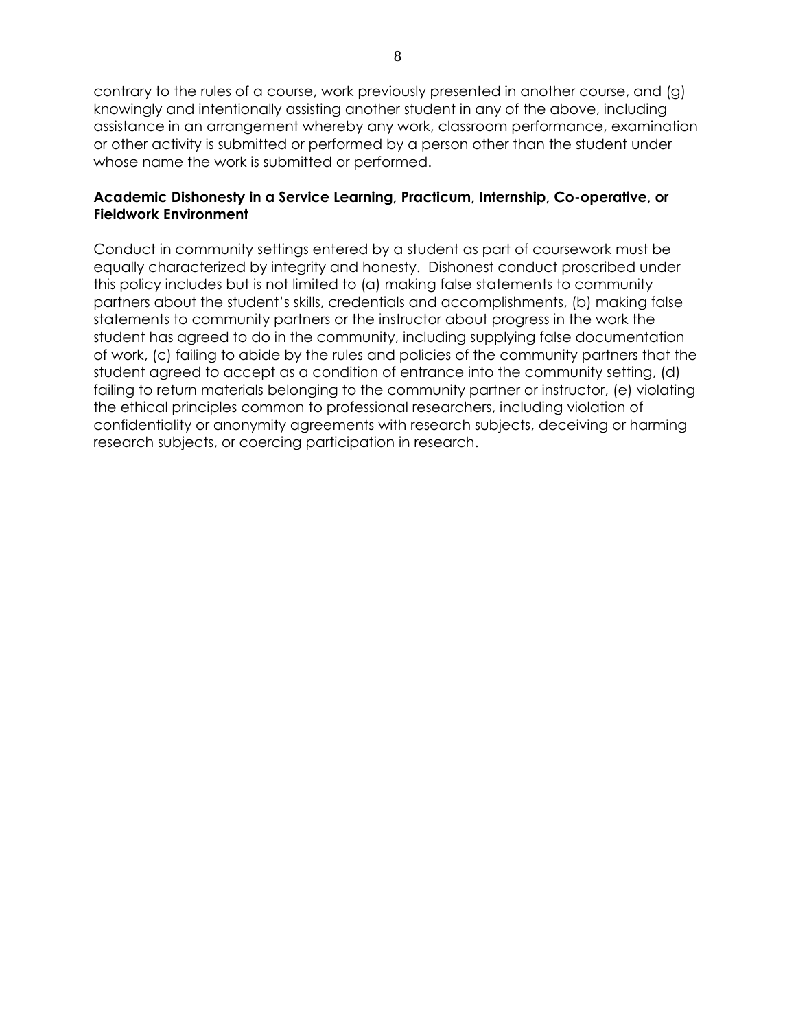contrary to the rules of a course, work previously presented in another course, and (g) knowingly and intentionally assisting another student in any of the above, including assistance in an arrangement whereby any work, classroom performance, examination or other activity is submitted or performed by a person other than the student under whose name the work is submitted or performed.

**Academic Dishonesty in a Service Learning, Practicum, Internship, Co-operative, or Fieldwork Environment**

Conduct in community settings entered by a student as part of coursework must be equally characterized by integrity and honesty. Dishonest conduct proscribed under this policy includes but is not limited to (a) making false statements to community partners about the student's skills, credentials and accomplishments, (b) making false statements to community partners or the instructor about progress in the work the student has agreed to do in the community, including supplying false documentation of work, (c) failing to abide by the rules and policies of the community partners that the student agreed to accept as a condition of entrance into the community setting, (d) failing to return materials belonging to the community partner or instructor, (e) violating the ethical principles common to professional researchers, including violation of confidentiality or anonymity agreements with research subjects, deceiving or harming research subjects, or coercing participation in research.